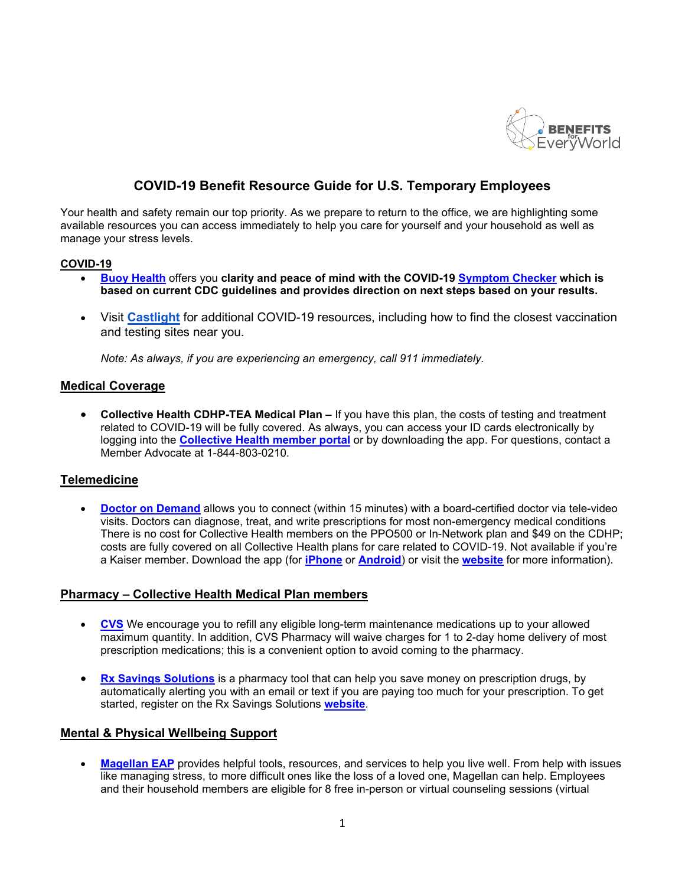# COVID-19 Benefit Resource Guide for U.S. Temporary Employees

Your health and safety remain our top priority. As we prepare to return to the office, we are highlighting some available resources you can access immediately to help you care for yourself and your household as well as manage your stress levels.

## COVID-19

- **Buoy Health** offers you **clarity and peace of mind with the COVID-19 Symptom Checker which is based on current CDC guidelines and provides direction on next steps based on your results.**
- Visit **Castlight** for additional COVID-19 resources, including how to find the closest vaccination and testing sites near you.

  *Note: As always, if you are experiencing an emergency, call 911 immediately.*

## Medical Coverage

- **Collective Health CDHP-TEA Medical Plan –** If you have this plan, the costs of testing and treatment related to COVID-19 will be fully covered. As always, you can access your ID cards electronically by logging into the **Collective Health member portal** or by downloading the app. For questions, contact a Member Advocate at 1-844-803-0210.

## Telemedicine

- **Doctor on Demand** allows you to connect (within 15 minutes) with a board-certified doctor via tele-video visits. Doctors can diagnose, treat, and write prescriptions for most non-emergency medical conditions There is no cost for Collective Health members on the PPO500 or In-Network plan and $49 on the CDHP; costs are fully covered on all Collective Health plans for care related to COVID-19. Not available if you're a Kaiser member. Download the app (for **iPhone** or **Android**) or visit the **website** for more information).

## Pharmacy – Collective Health Medical Plan members

- **CVS** We encourage you to refill any eligible long-term maintenance medications up to your allowed maximum quantity. In addition, CVS Pharmacy will waive charges for 1 to 2-day home delivery of most prescription medications; this is a convenient option to avoid coming to the pharmacy.
- **Rx Savings Solutions** is a pharmacy tool that can help you save money on prescription drugs, by automatically alerting you with an email or text if you are paying too much for your prescription. To get started, register on the Rx Savings Solutions **website**.

## Mental & Physical Wellbeing Support

- **Magellan EAP** provides helpful tools, resources, and services to help you live well. From help with issues like managing stress, to more difficult ones like the loss of a loved one, Magellan can help. Employees and their household members are eligible for 8 free in-person or virtual counseling sessions (virtual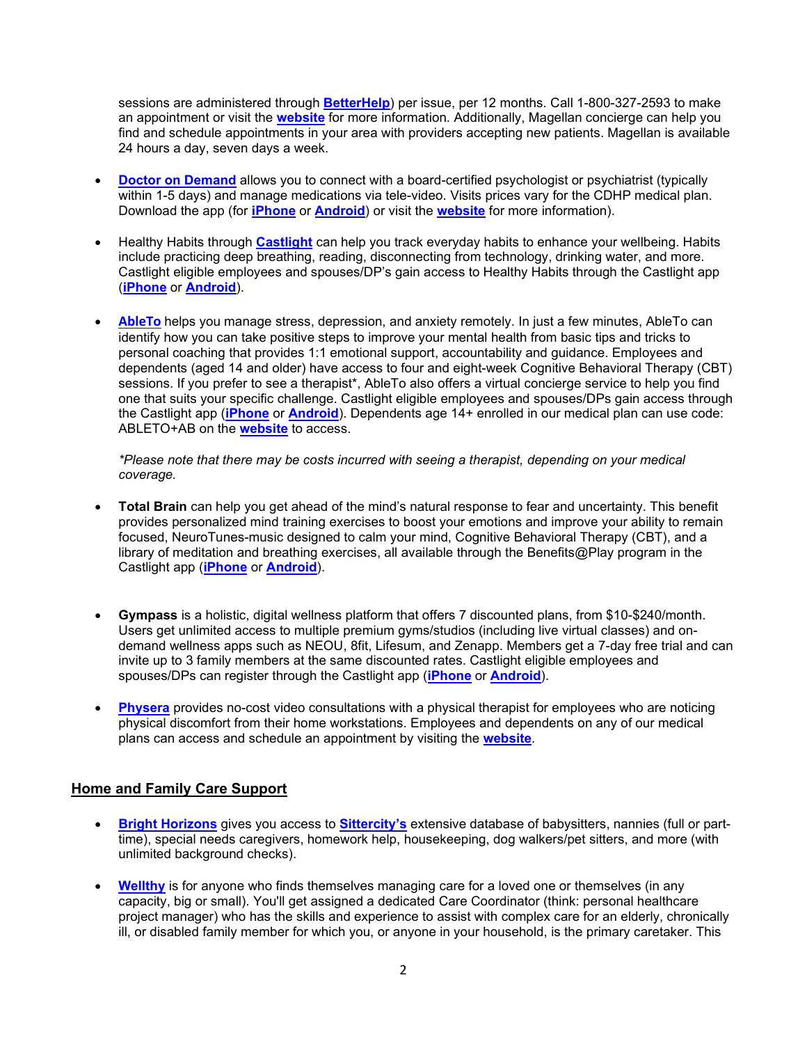sessions are administered through **BetterHelp**) per issue, per 12 months. Call 1-800-327-2593 to make an appointment or visit the **website** for more information. Additionally, Magellan concierge can help you find and schedule appointments in your area with providers accepting new patients. Magellan is available 24 hours a day, seven days a week.

- **Doctor on Demand** allows you to connect with a board-certified psychologist or psychiatrist (typically within 1-5 days) and manage medications via tele-video. Visits prices vary for the CDHP medical plan. Download the app (for **iPhone** or **Android**) or visit the **website** for more information).

- Healthy Habits through **Castlight** can help you track everyday habits to enhance your wellbeing. Habits include practicing deep breathing, reading, disconnecting from technology, drinking water, and more. Castlight eligible employees and spouses/DP's gain access to Healthy Habits through the Castlight app (**iPhone** or **Android**).

- **AbleTo** helps you manage stress, depression, and anxiety remotely. In just a few minutes, AbleTo can identify how you can take positive steps to improve your mental health from basic tips and tricks to personal coaching that provides 1:1 emotional support, accountability and guidance. Employees and dependents (aged 14 and older) have access to four and eight-week Cognitive Behavioral Therapy (CBT) sessions. If you prefer to see a therapist*, AbleTo also offers a virtual concierge service to help you find one that suits your specific challenge. Castlight eligible employees and spouses/DPs gain access through the Castlight app (**iPhone** or **Android**). Dependents age 14+ enrolled in our medical plan can use code: ABLETO+AB on the **website** to access.

  *\*Please note that there may be costs incurred with seeing a therapist, depending on your medical coverage.*

- **Total Brain** can help you get ahead of the mind's natural response to fear and uncertainty. This benefit provides personalized mind training exercises to boost your emotions and improve your ability to remain focused, NeuroTunes-music designed to calm your mind, Cognitive Behavioral Therapy (CBT), and a library of meditation and breathing exercises, all available through the Benefits@Play program in the Castlight app (**iPhone** or **Android**).

- **Gympass** is a holistic, digital wellness platform that offers 7 discounted plans, from $10-$240/month. Users get unlimited access to multiple premium gyms/studios (including live virtual classes) and on-demand wellness apps such as NEOU, 8fit, Lifesum, and Zenapp. Members get a 7-day free trial and can invite up to 3 family members at the same discounted rates. Castlight eligible employees and spouses/DPs can register through the Castlight app (**iPhone** or **Android**).

- **Physera** provides no-cost video consultations with a physical therapist for employees who are noticing physical discomfort from their home workstations. Employees and dependents on any of our medical plans can access and schedule an appointment by visiting the **website**.

## Home and Family Care Support

- **Bright Horizons** gives you access to **Sittercity's** extensive database of babysitters, nannies (full or part-time), special needs caregivers, homework help, housekeeping, dog walkers/pet sitters, and more (with unlimited background checks).

- **Wellthy** is for anyone who finds themselves managing care for a loved one or themselves (in any capacity, big or small). You'll get assigned a dedicated Care Coordinator (think: personal healthcare project manager) who has the skills and experience to assist with complex care for an elderly, chronically ill, or disabled family member for which you, or anyone in your household, is the primary caretaker. This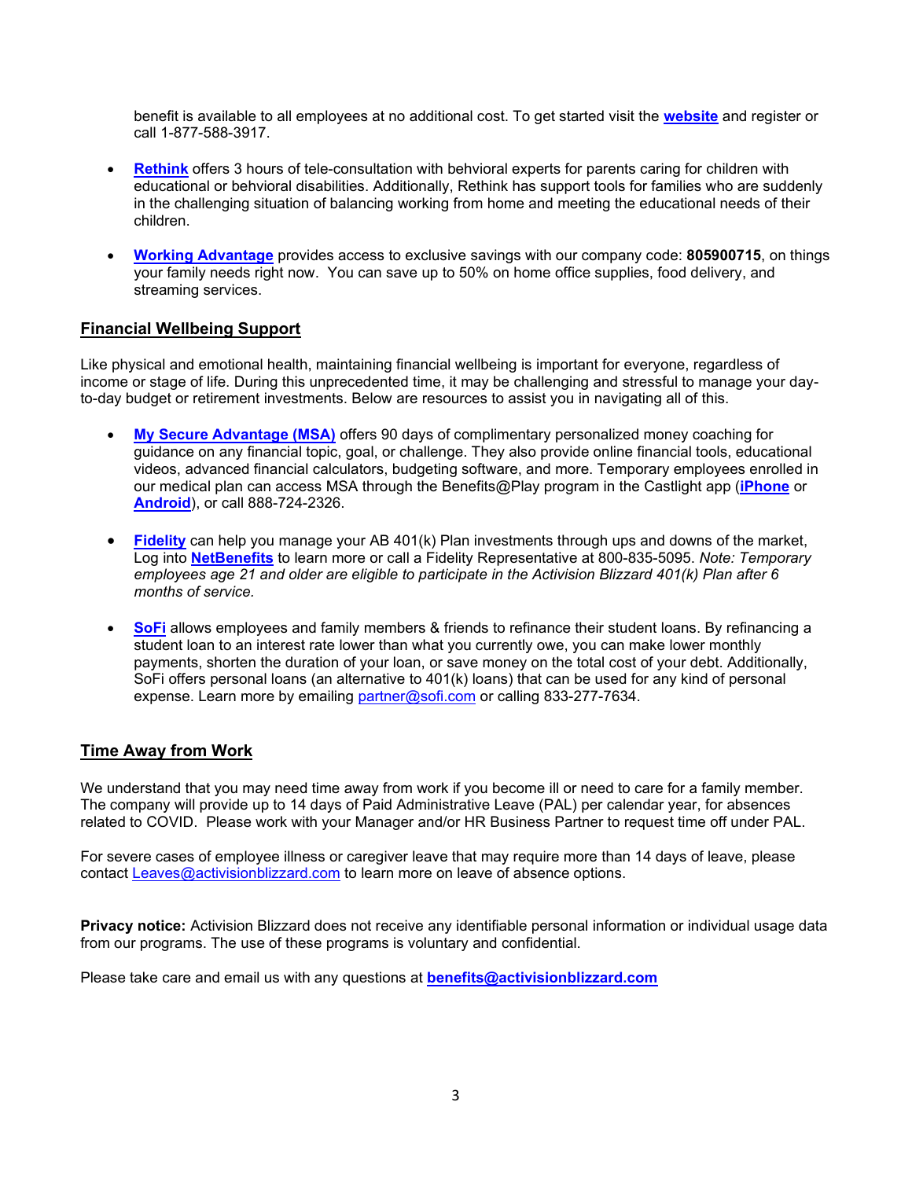benefit is available to all employees at no additional cost. To get started visit the **website** and register or call 1-877-588-3917.

- **Rethink** offers 3 hours of tele-consultation with behvioral experts for parents caring for children with educational or behvioral disabilities. Additionally, Rethink has support tools for families who are suddenly in the challenging situation of balancing working from home and meeting the educational needs of their children.

- **Working Advantage** provides access to exclusive savings with our company code: **805900715**, on things your family needs right now. You can save up to 50% on home office supplies, food delivery, and streaming services.

## Financial Wellbeing Support

Like physical and emotional health, maintaining financial wellbeing is important for everyone, regardless of income or stage of life. During this unprecedented time, it may be challenging and stressful to manage your day-to-day budget or retirement investments. Below are resources to assist you in navigating all of this.

- **My Secure Advantage (MSA)** offers 90 days of complimentary personalized money coaching for guidance on any financial topic, goal, or challenge. They also provide online financial tools, educational videos, advanced financial calculators, budgeting software, and more. Temporary employees enrolled in our medical plan can access MSA through the Benefits@Play program in the Castlight app (**iPhone** or **Android**), or call 888-724-2326.

- **Fidelity** can help you manage your AB 401(k) Plan investments through ups and downs of the market, Log into **NetBenefits** to learn more or call a Fidelity Representative at 800-835-5095. *Note: Temporary employees age 21 and older are eligible to participate in the Activision Blizzard 401(k) Plan after 6 months of service.*

- **SoFi** allows employees and family members & friends to refinance their student loans. By refinancing a student loan to an interest rate lower than what you currently owe, you can make lower monthly payments, shorten the duration of your loan, or save money on the total cost of your debt. Additionally, SoFi offers personal loans (an alternative to 401(k) loans) that can be used for any kind of personal expense. Learn more by emailing partner@sofi.com or calling 833-277-7634.

## Time Away from Work

We understand that you may need time away from work if you become ill or need to care for a family member. The company will provide up to 14 days of Paid Administrative Leave (PAL) per calendar year, for absences related to COVID. Please work with your Manager and/or HR Business Partner to request time off under PAL.

For severe cases of employee illness or caregiver leave that may require more than 14 days of leave, please contact Leaves@activisionblizzard.com to learn more on leave of absence options.

**Privacy notice:** Activision Blizzard does not receive any identifiable personal information or individual usage data from our programs. The use of these programs is voluntary and confidential.

Please take care and email us with any questions at **benefits@activisionblizzard.com**